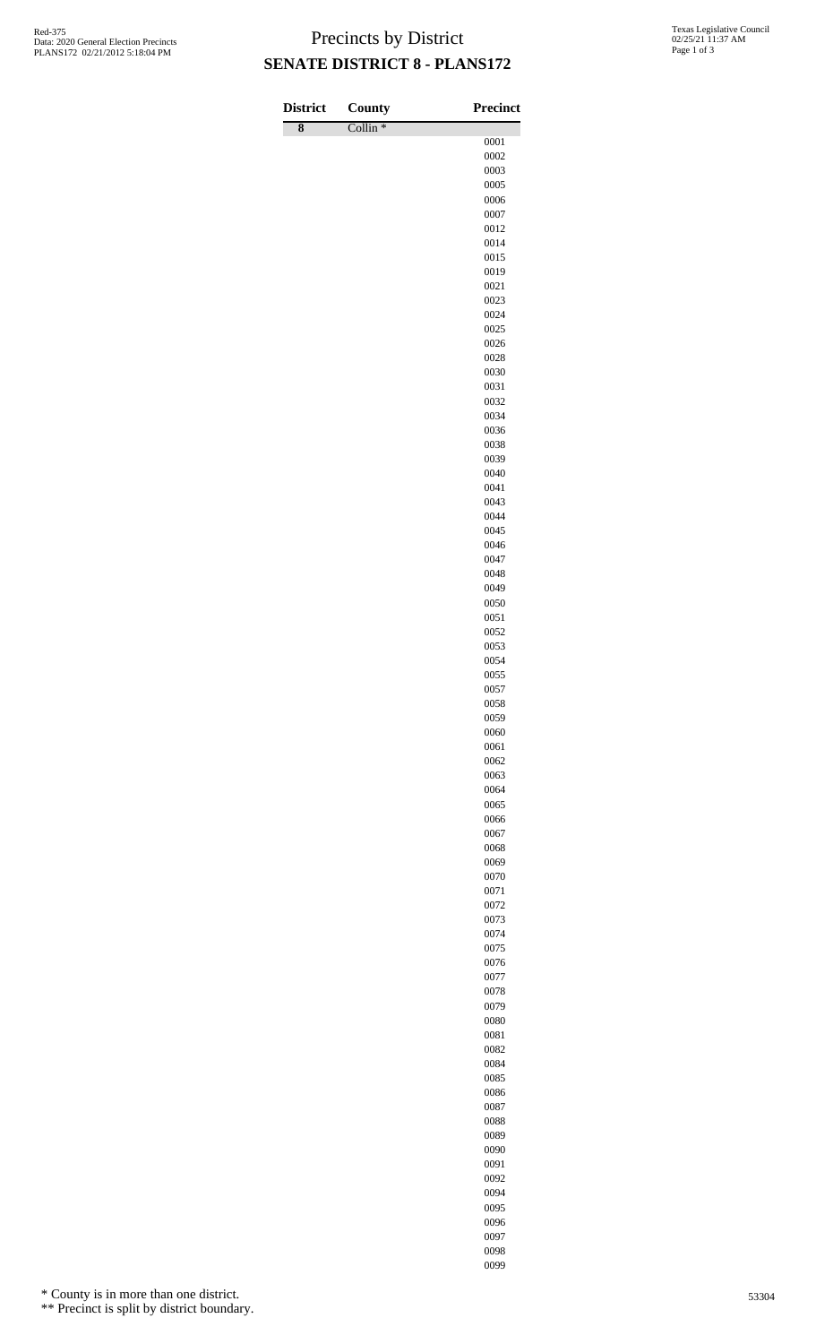# Precincts by District

## SENATE DISTRICT 8 - PLANS172

Red-375
Data: 2020 General Election Precincts
PLANS172 02/21/2012 5:18:04 PM

Texas Legislative Council
02/25/21 11:37 AM

| District | County | Precinct |
|---|---|---|
| 8 | Collin * | |
| | | 0001 |
| | | 0002 |
| | | 0003 |
| | | 0005 |
| | | 0006 |
| | | 0007 |
| | | 0012 |
| | | 0014 |
| | | 0015 |
| | | 0019 |
| | | 0021 |
| | | 0023 |
| | | 0024 |
| | | 0025 |
| | | 0026 |
| | | 0028 |
| | | 0030 |
| | | 0031 |
| | | 0032 |
| | | 0034 |
| | | 0036 |
| | | 0038 |
| | | 0039 |
| | | 0040 |
| | | 0041 |
| | | 0043 |
| | | 0044 |
| | | 0045 |
| | | 0046 |
| | | 0047 |
| | | 0048 |
| | | 0049 |
| | | 0050 |
| | | 0051 |
| | | 0052 |
| | | 0053 |
| | | 0054 |
| | | 0055 |
| | | 0057 |
| | | 0058 |
| | | 0059 |
| | | 0060 |
| | | 0061 |
| | | 0062 |
| | | 0063 |
| | | 0064 |
| | | 0065 |
| | | 0066 |
| | | 0067 |
| | | 0068 |
| | | 0069 |
| | | 0070 |
| | | 0071 |
| | | 0072 |
| | | 0073 |
| | | 0074 |
| | | 0075 |
| | | 0076 |
| | | 0077 |
| | | 0078 |
| | | 0079 |
| | | 0080 |
| | | 0081 |
| | | 0082 |
| | | 0084 |
| | | 0085 |
| | | 0086 |
| | | 0087 |
| | | 0088 |
| | | 0089 |
| | | 0090 |
| | | 0091 |
| | | 0092 |
| | | 0094 |
| | | 0095 |
| | | 0096 |
| | | 0097 |
| | | 0098 |
| | | 0099 |

\* County is in more than one district.
\*\* Precinct is split by district boundary.

53304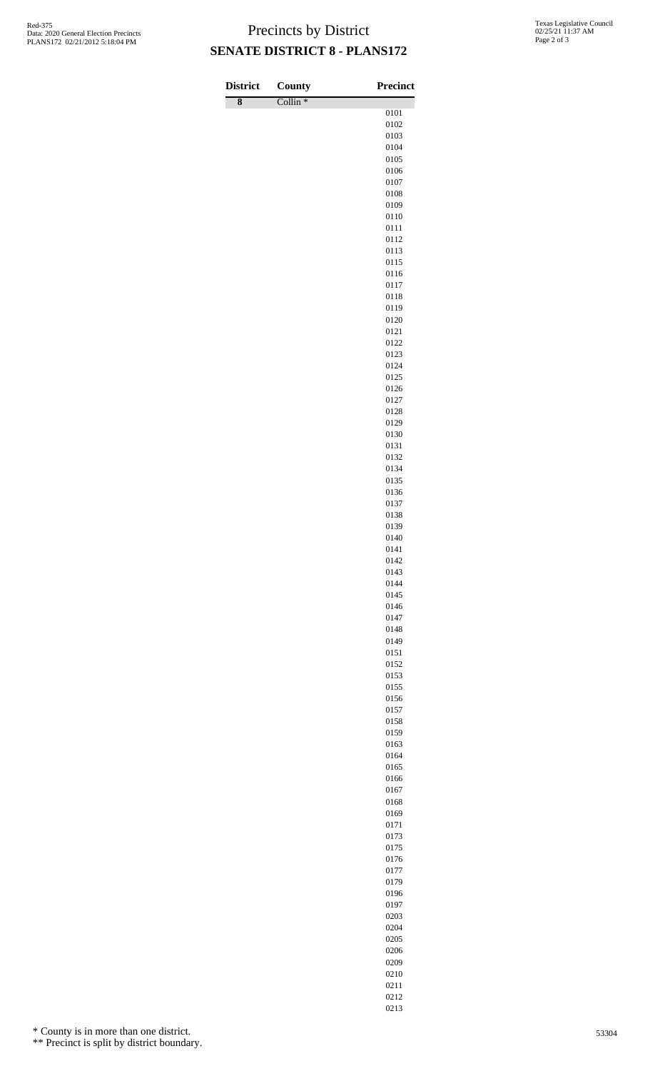# Precincts by District

## SENATE DISTRICT 8 - PLANS172

| District | County | Precinct |
|---|---|---|
| 8 | Collin * | |
| | | 0101 |
| | | 0102 |
| | | 0103 |
| | | 0104 |
| | | 0105 |
| | | 0106 |
| | | 0107 |
| | | 0108 |
| | | 0109 |
| | | 0110 |
| | | 0111 |
| | | 0112 |
| | | 0113 |
| | | 0115 |
| | | 0116 |
| | | 0117 |
| | | 0118 |
| | | 0119 |
| | | 0120 |
| | | 0121 |
| | | 0122 |
| | | 0123 |
| | | 0124 |
| | | 0125 |
| | | 0126 |
| | | 0127 |
| | | 0128 |
| | | 0129 |
| | | 0130 |
| | | 0131 |
| | | 0132 |
| | | 0134 |
| | | 0135 |
| | | 0136 |
| | | 0137 |
| | | 0138 |
| | | 0139 |
| | | 0140 |
| | | 0141 |
| | | 0142 |
| | | 0143 |
| | | 0144 |
| | | 0145 |
| | | 0146 |
| | | 0147 |
| | | 0148 |
| | | 0149 |
| | | 0151 |
| | | 0152 |
| | | 0153 |
| | | 0155 |
| | | 0156 |
| | | 0157 |
| | | 0158 |
| | | 0159 |
| | | 0163 |
| | | 0164 |
| | | 0165 |
| | | 0166 |
| | | 0167 |
| | | 0168 |
| | | 0169 |
| | | 0171 |
| | | 0173 |
| | | 0175 |
| | | 0176 |
| | | 0177 |
| | | 0179 |
| | | 0196 |
| | | 0197 |
| | | 0203 |
| | | 0204 |
| | | 0205 |
| | | 0206 |
| | | 0209 |
| | | 0210 |
| | | 0211 |
| | | 0212 |
| | | 0213 |

\* County is in more than one district.

\** Precinct is split by district boundary.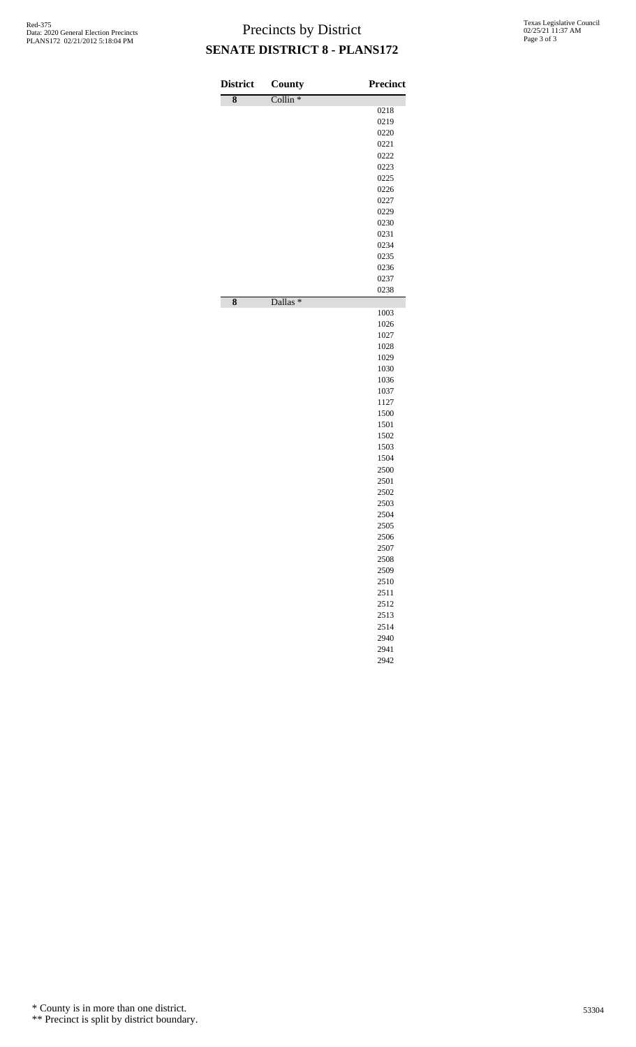# Precincts by District

## SENATE DISTRICT 8 - PLANS172

| District | County | Precinct |
|---|---|---|
| **8** | Collin * | |
| | | 0218 |
| | | 0219 |
| | | 0220 |
| | | 0221 |
| | | 0222 |
| | | 0223 |
| | | 0225 |
| | | 0226 |
| | | 0227 |
| | | 0229 |
| | | 0230 |
| | | 0231 |
| | | 0234 |
| | | 0235 |
| | | 0236 |
| | | 0237 |
| | | 0238 |
| **8** | Dallas * | |
| | | 1003 |
| | | 1026 |
| | | 1027 |
| | | 1028 |
| | | 1029 |
| | | 1030 |
| | | 1036 |
| | | 1037 |
| | | 1127 |
| | | 1500 |
| | | 1501 |
| | | 1502 |
| | | 1503 |
| | | 1504 |
| | | 2500 |
| | | 2501 |
| | | 2502 |
| | | 2503 |
| | | 2504 |
| | | 2505 |
| | | 2506 |
| | | 2507 |
| | | 2508 |
| | | 2509 |
| | | 2510 |
| | | 2511 |
| | | 2512 |
| | | 2513 |
| | | 2514 |
| | | 2940 |
| | | 2941 |
| | | 2942 |

* County is in more than one district.

** Precinct is split by district boundary.